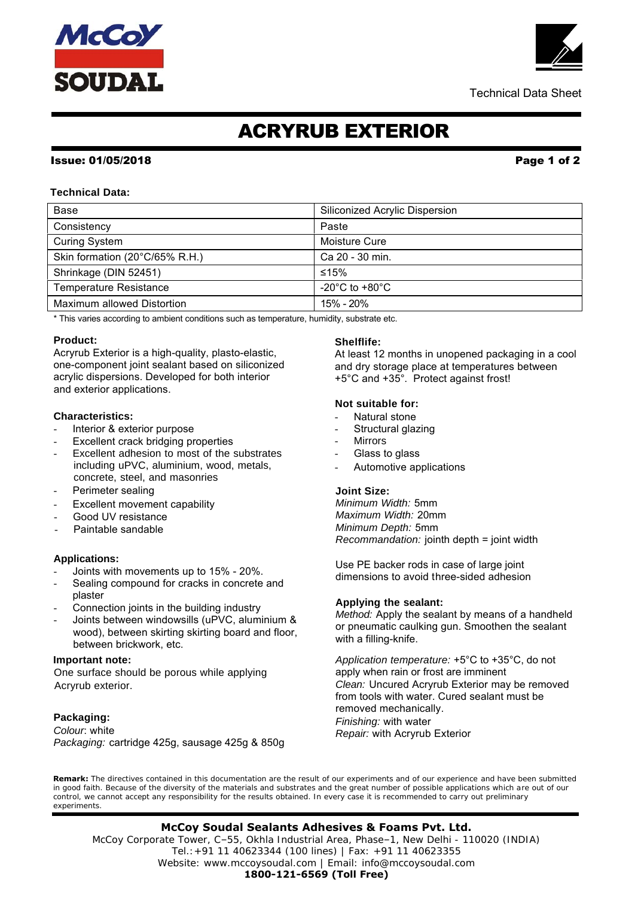Technical Data Sheet

# ACRYRUB EXTERIOR

**Issue: 01/05/2018**

**Technical Data:**

| Base | Siliconized Acrylic Dispersion |
|---|---|
| Consistency | Paste |
| Curing System | Moisture Cure |
| Skin formation (20°C/65% R.H.) | Ca 20 - 30 min. |
| Shrinkage (DIN 52451) | ≤15% |
| Temperature Resistance | -20°C to +80°C |
| Maximum allowed Distortion | 15% - 20% |

* This varies according to ambient conditions such as temperature, humidity, substrate etc.

**Product:**

Acryrub Exterior is a high-quality, plasto-elastic, one-component joint sealant based on siliconized acrylic dispersions. Developed for both interior and exterior applications.

**Characteristics:**

- Interior & exterior purpose
- Excellent crack bridging properties
- Excellent adhesion to most of the substrates including uPVC, aluminium, wood, metals, concrete, steel, and masonries
- Perimeter sealing
- Excellent movement capability
- Good UV resistance
- Paintable sandable

**Applications:**

- Joints with movements up to 15% - 20%.
- Sealing compound for cracks in concrete and plaster
- Connection joints in the building industry
- Joints between windowsills (uPVC, aluminium & wood), between skirting skirting board and floor, between brickwork, etc.

**Important note:**

One surface should be porous while applying Acryrub exterior.

**Packaging:**

*Colour*: white
*Packaging:* cartridge 425g, sausage 425g & 850g

**Shelflife:**

At least 12 months in unopened packaging in a cool and dry storage place at temperatures between +5°C and +35°. Protect against frost!

**Not suitable for:**

- Natural stone
- Structural glazing
- Mirrors
- Glass to glass
- Automotive applications

**Joint Size:**

*Minimum Width:* 5mm
*Maximum Width:* 20mm
*Minimum Depth:* 5mm
*Recommandation:* jointh depth = joint width

Use PE backer rods in case of large joint dimensions to avoid three-sided adhesion

**Applying the sealant:**

*Method:* Apply the sealant by means of a handheld or pneumatic caulking gun. Smoothen the sealant with a filling-knife.

*Application temperature:* +5°C to +35°C, do not apply when rain or frost are imminent
*Clean:* Uncured Acryrub Exterior may be removed from tools with water. Cured sealant must be removed mechanically.
*Finishing:* with water
*Repair:* with Acryrub Exterior

**Remark:** The directives contained in this documentation are the result of our experiments and of our experience and have been submitted in good faith. Because of the diversity of the materials and substrates and the great number of possible applications which are out of our control, we cannot accept any responsibility for the results obtained. In every case it is recommended to carry out preliminary experiments.

**McCoy Soudal Sealants Adhesives & Foams Pvt. Ltd.**
McCoy Corporate Tower, C–55, Okhla Industrial Area, Phase–1, New Delhi - 110020 (INDIA)
Tel.:+91 11 40623344 (100 lines) | Fax: +91 11 40623355
Website: www.mccoysoudal.com | Email: info@mccoysoudal.com
**1800-121-6569 (Toll Free)**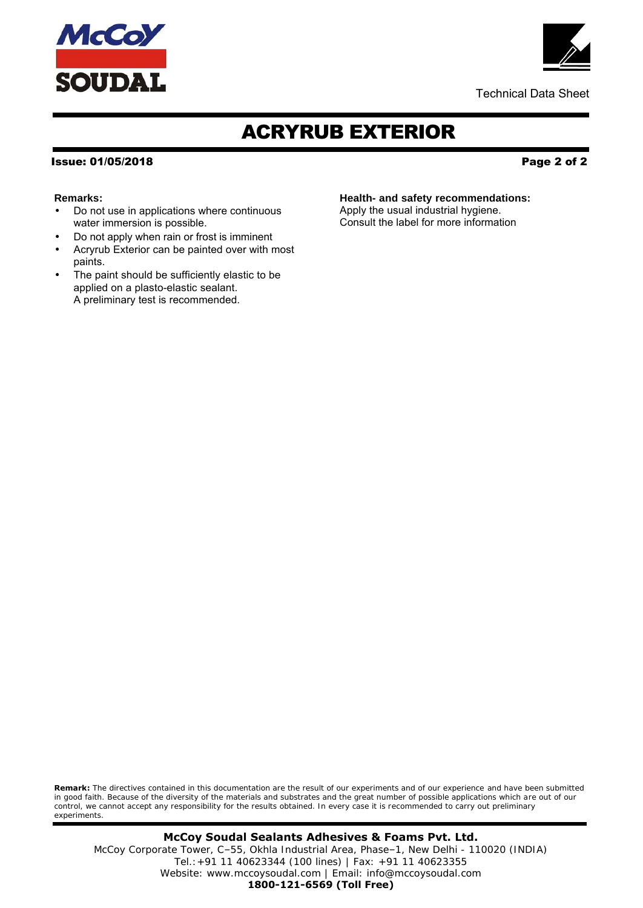# ACRYRUB EXTERIOR

**Issue: 01/05/2018**

**Remarks:**

- Do not use in applications where continuous water immersion is possible.
- Do not apply when rain or frost is imminent
- Acryrub Exterior can be painted over with most paints.
- The paint should be sufficiently elastic to be applied on a plasto-elastic sealant.
  A preliminary test is recommended.

**Health- and safety recommendations:**

Apply the usual industrial hygiene.
Consult the label for more information

**Remark:** The directives contained in this documentation are the result of our experiments and of our experience and have been submitted in good faith. Because of the diversity of the materials and substrates and the great number of possible applications which are out of our control, we cannot accept any responsibility for the results obtained. In every case it is recommended to carry out preliminary experiments.

**McCoy Soudal Sealants Adhesives & Foams Pvt. Ltd.**
McCoy Corporate Tower, C–55, Okhla Industrial Area, Phase–1, New Delhi - 110020 (INDIA)
Tel.:+91 11 40623344 (100 lines) | Fax: +91 11 40623355
Website: www.mccoysoudal.com | Email: info@mccoysoudal.com
**1800-121-6569 (Toll Free)**